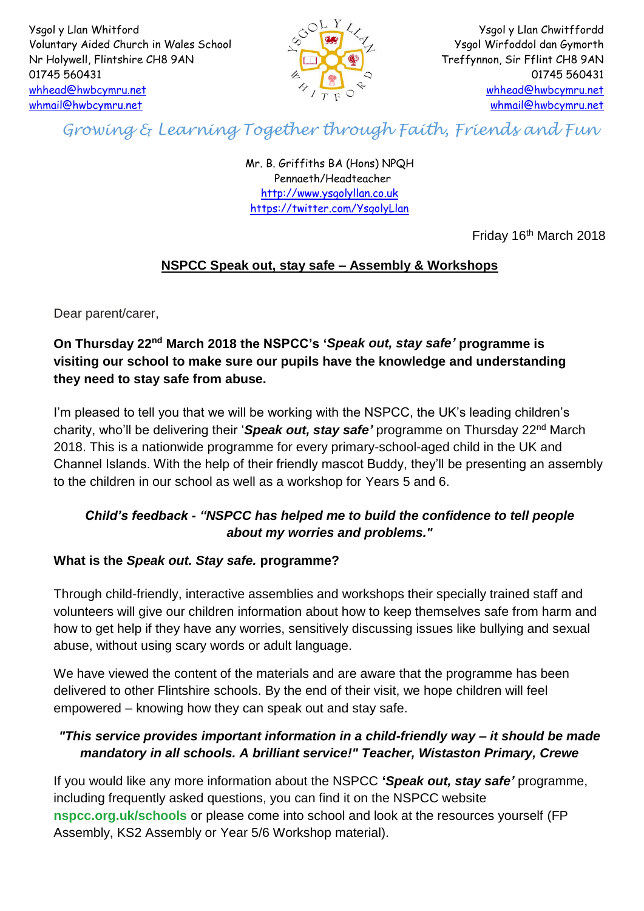Ysgol y Llan Whitford
Voluntary Aided Church in Wales School
Nr Holywell, Flintshire CH8 9AN
01745 560431
whhead@hwbcymru.net
whmail@hwbcymru.net

Ysgol y Llan Chwitffordd
Ysgol Wirfoddol dan Gymorth
Treffynnon, Sir Fflint CH8 9AN
01745 560431
whhead@hwbcymru.net
whmail@hwbcymru.net

*Growing & Learning Together through Faith, Friends and Fun*

Mr. B. Griffiths BA (Hons) NPQH
Pennaeth/Headteacher
http://www.ysgolyllan.co.uk
https://twitter.com/YsgolyLlan

Friday 16th March 2018

## NSPCC Speak out, stay safe – Assembly & Workshops

Dear parent/carer,

**On Thursday 22nd March 2018 the NSPCC's '*Speak out, stay safe'* programme is visiting our school to make sure our pupils have the knowledge and understanding they need to stay safe from abuse.**

I'm pleased to tell you that we will be working with the NSPCC, the UK's leading children's charity, who'll be delivering their '***Speak out, stay safe'*** programme on Thursday 22nd March 2018. This is a nationwide programme for every primary-school-aged child in the UK and Channel Islands. With the help of their friendly mascot Buddy, they'll be presenting an assembly to the children in our school as well as a workshop for Years 5 and 6.

***Child's feedback - "NSPCC has helped me to build the confidence to tell people about my worries and problems."***

**What is the *Speak out. Stay safe.* programme?**

Through child-friendly, interactive assemblies and workshops their specially trained staff and volunteers will give our children information about how to keep themselves safe from harm and how to get help if they have any worries, sensitively discussing issues like bullying and sexual abuse, without using scary words or adult language.

We have viewed the content of the materials and are aware that the programme has been delivered to other Flintshire schools. By the end of their visit, we hope children will feel empowered – knowing how they can speak out and stay safe.

***"This service provides important information in a child-friendly way – it should be made mandatory in all schools. A brilliant service!" Teacher, Wistaston Primary, Crewe***

If you would like any more information about the NSPCC **'*Speak out, stay safe'*** programme, including frequently asked questions, you can find it on the NSPCC website **nspcc.org.uk/schools** or please come into school and look at the resources yourself (FP Assembly, KS2 Assembly or Year 5/6 Workshop material).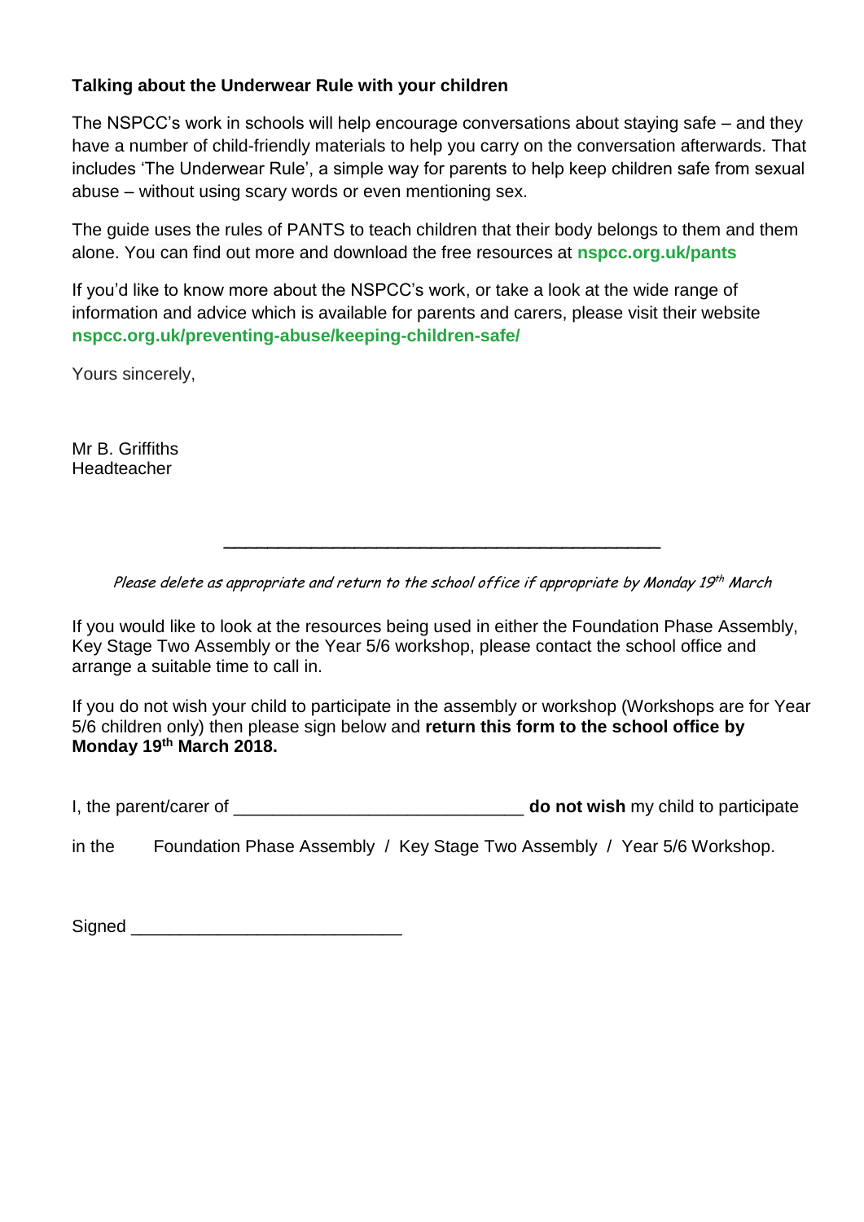**Talking about the Underwear Rule with your children**

The NSPCC's work in schools will help encourage conversations about staying safe – and they have a number of child-friendly materials to help you carry on the conversation afterwards. That includes 'The Underwear Rule', a simple way for parents to help keep children safe from sexual abuse – without using scary words or even mentioning sex.

The guide uses the rules of PANTS to teach children that their body belongs to them and them alone. You can find out more and download the free resources at **nspcc.org.uk/pants**

If you'd like to know more about the NSPCC's work, or take a look at the wide range of information and advice which is available for parents and carers, please visit their website **nspcc.org.uk/preventing-abuse/keeping-children-safe/**

Yours sincerely,

Mr B. Griffiths
Headteacher

---

*Please delete as appropriate and return to the school office if appropriate by Monday 19th March*

If you would like to look at the resources being used in either the Foundation Phase Assembly, Key Stage Two Assembly or the Year 5/6 workshop, please contact the school office and arrange a suitable time to call in.

If you do not wish your child to participate in the assembly or workshop (Workshops are for Year 5/6 children only) then please sign below and **return this form to the school office by Monday 19th March 2018.**

I, the parent/carer of ______________________________ **do not wish** my child to participate

in the Foundation Phase Assembly / Key Stage Two Assembly / Year 5/6 Workshop.

Signed ____________________________